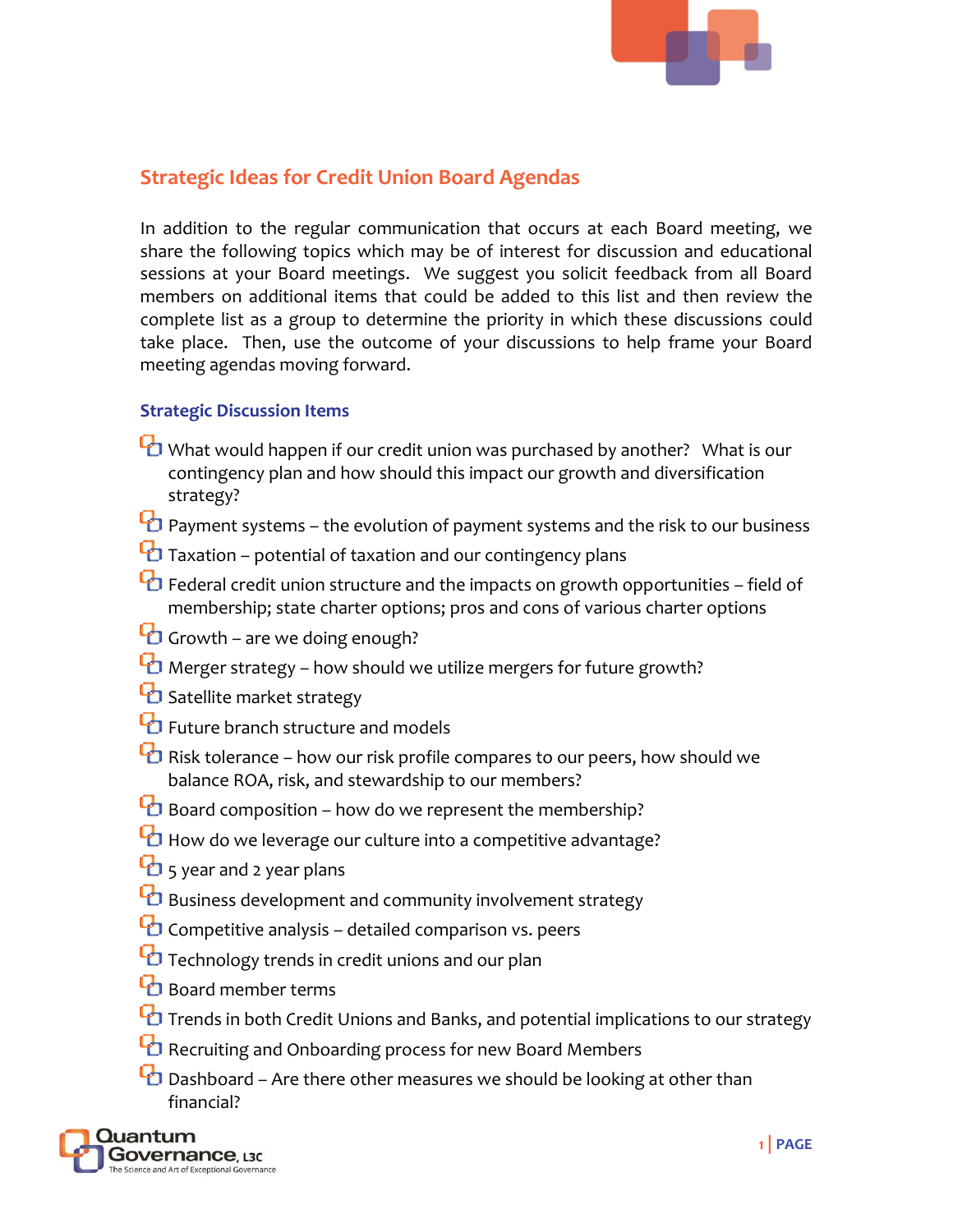## Strategic Ideas for Credit Union Board Agendas

In addition to the regular communication that occurs at each Board meeting, we share the following topics which may be of interest for discussion and educational sessions at your Board meetings. We suggest you solicit feedback from all Board members on additional items that could be added to this list and then review the complete list as a group to determine the priority in which these discussions could take place. Then, use the outcome of your discussions to help frame your Board meeting agendas moving forward.

### Strategic Discussion Items

- What would happen if our credit union was purchased by another? What is our contingency plan and how should this impact our growth and diversification strategy?
- Payment systems – the evolution of payment systems and the risk to our business
- Taxation – potential of taxation and our contingency plans
- Federal credit union structure and the impacts on growth opportunities – field of membership; state charter options; pros and cons of various charter options
- Growth – are we doing enough?
- Merger strategy – how should we utilize mergers for future growth?
- Satellite market strategy
- Future branch structure and models
- Risk tolerance – how our risk profile compares to our peers, how should we balance ROA, risk, and stewardship to our members?
- Board composition – how do we represent the membership?
- How do we leverage our culture into a competitive advantage?
- 5 year and 2 year plans
- Business development and community involvement strategy
- Competitive analysis – detailed comparison vs. peers
- Technology trends in credit unions and our plan
- Board member terms
- Trends in both Credit Unions and Banks, and potential implications to our strategy
- Recruiting and Onboarding process for new Board Members
- Dashboard – Are there other measures we should be looking at other than financial?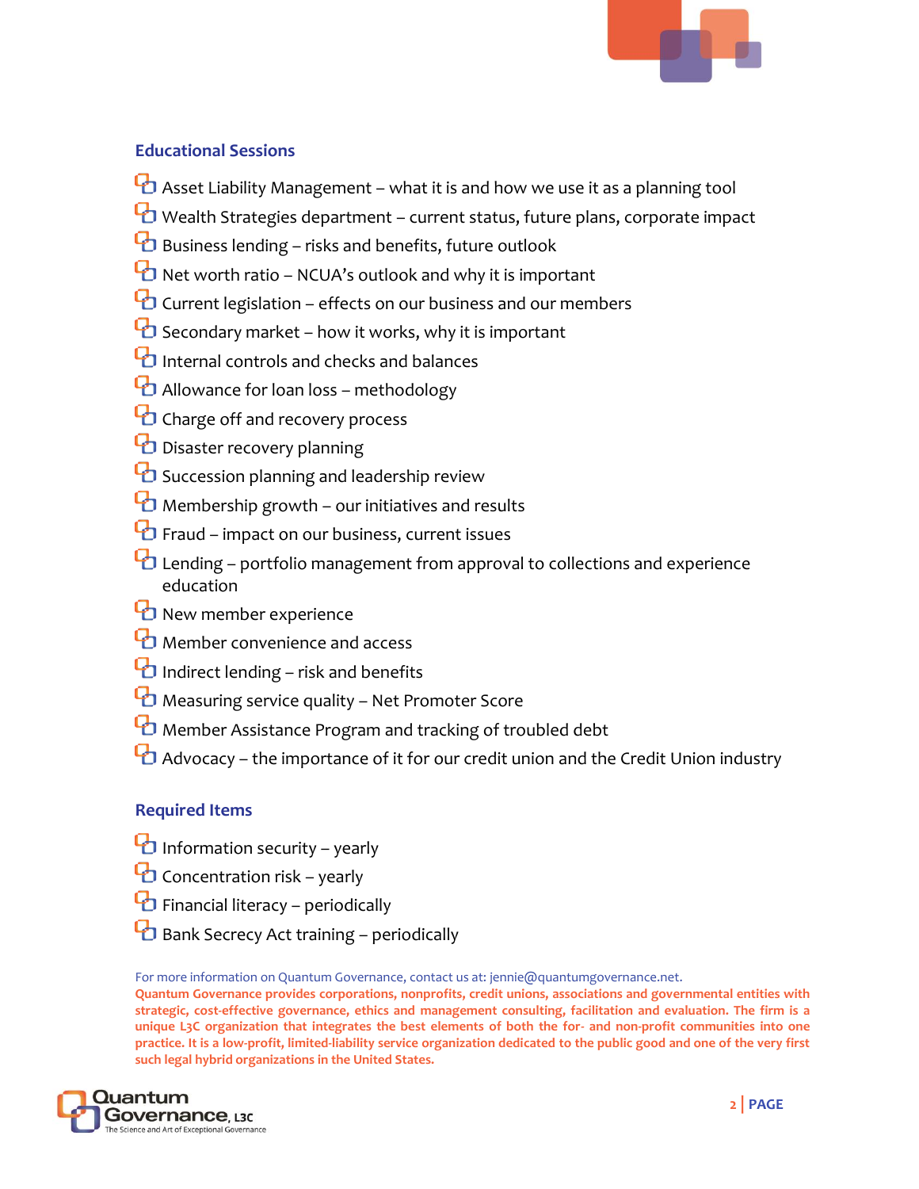## Educational Sessions

- Asset Liability Management – what it is and how we use it as a planning tool
- Wealth Strategies department – current status, future plans, corporate impact
- Business lending – risks and benefits, future outlook
- Net worth ratio – NCUA's outlook and why it is important
- Current legislation – effects on our business and our members
- Secondary market – how it works, why it is important
- Internal controls and checks and balances
- Allowance for loan loss – methodology
- Charge off and recovery process
- Disaster recovery planning
- Succession planning and leadership review
- Membership growth – our initiatives and results
- Fraud – impact on our business, current issues
- Lending – portfolio management from approval to collections and experience education
- New member experience
- Member convenience and access
- Indirect lending – risk and benefits
- Measuring service quality – Net Promoter Score
- Member Assistance Program and tracking of troubled debt
- Advocacy – the importance of it for our credit union and the Credit Union industry

## Required Items

- Information security – yearly
- Concentration risk – yearly
- Financial literacy – periodically
- Bank Secrecy Act training – periodically

For more information on Quantum Governance, contact us at: jennie@quantumgovernance.net.

**Quantum Governance provides corporations, nonprofits, credit unions, associations and governmental entities with strategic, cost-effective governance, ethics and management consulting, facilitation and evaluation. The firm is a unique L3C organization that integrates the best elements of both the for- and non-profit communities into one practice. It is a low-profit, limited-liability service organization dedicated to the public good and one of the very first such legal hybrid organizations in the United States.**

Quantum Governance, L3C
The Science and Art of Exceptional Governance